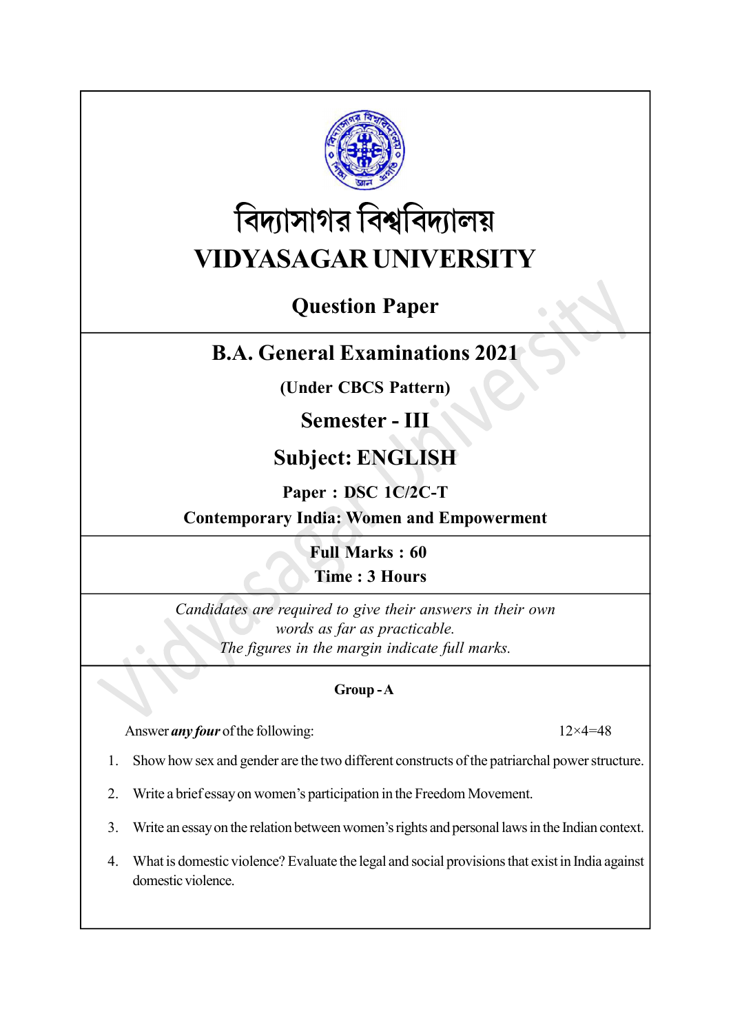# বিদ্যাসাগর বিশ্ববিদ্যালয়

# VIDYASAGAR UNIVERSITY

## Question Paper

## B.A. General Examinations 2021

**(Under CBCS Pattern)**

## Semester - III

## Subject: ENGLISH

**Paper : DSC 1C/2C-T**

**Contemporary India: Women and Empowerment**

**Full Marks : 60**

**Time : 3 Hours**

*Candidates are required to give their answers in their own words as far as practicable.*
*The figures in the margin indicate full marks.*

### Group - A

Answer ***any four*** of the following: 12×4=48

1. Show how sex and gender are the two different constructs of the patriarchal power structure.

2. Write a brief essay on women's participation in the Freedom Movement.

3. Write an essay on the relation between women's rights and personal laws in the Indian context.

4. What is domestic violence? Evaluate the legal and social provisions that exist in India against domestic violence.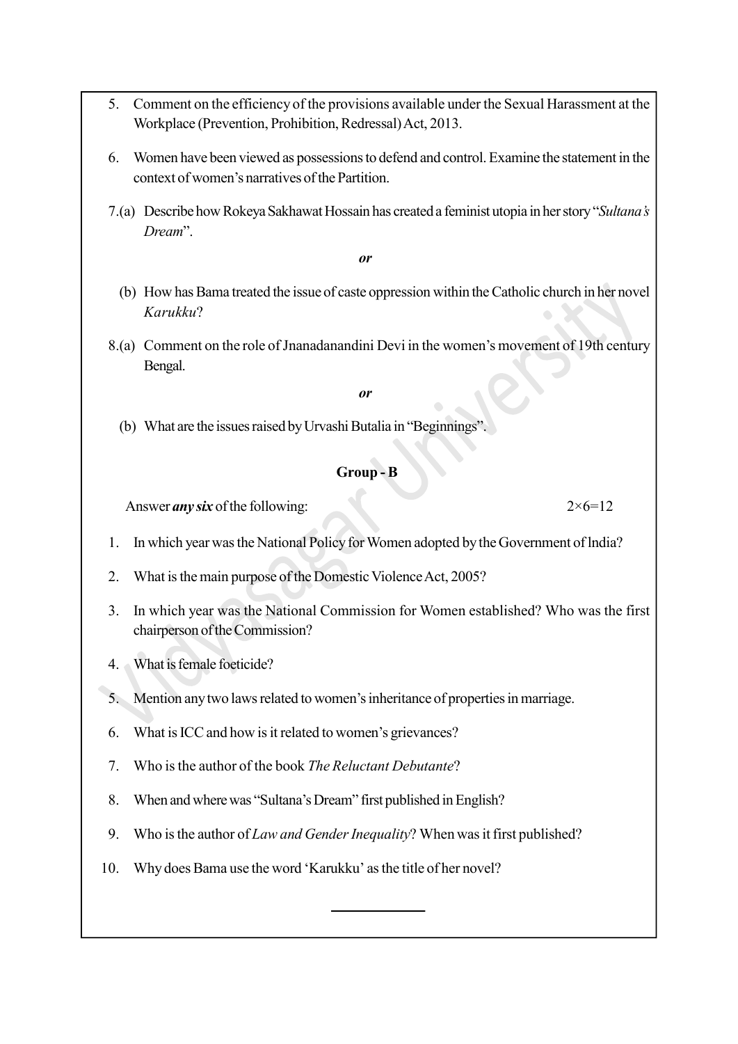5. Comment on the efficiency of the provisions available under the Sexual Harassment at the Workplace (Prevention, Prohibition, Redressal) Act, 2013.

6. Women have been viewed as possessions to defend and control. Examine the statement in the context of women's narratives of the Partition.

7.(a) Describe how Rokeya Sakhawat Hossain has created a feminist utopia in her story "*Sultana's Dream*".

*or*

(b) How has Bama treated the issue of caste oppression within the Catholic church in her novel *Karukku*?

8.(a) Comment on the role of Jnanadanandini Devi in the women's movement of 19th century Bengal.

*or*

(b) What are the issues raised by Urvashi Butalia in "Beginnings".

## Group - B

Answer ***any six*** of the following: 2×6=12

1. In which year was the National Policy for Women adopted by the Government of India?
2. What is the main purpose of the Domestic Violence Act, 2005?
3. In which year was the National Commission for Women established? Who was the first chairperson of the Commission?
4. What is female foeticide?
5. Mention any two laws related to women's inheritance of properties in marriage.
6. What is ICC and how is it related to women's grievances?
7. Who is the author of the book *The Reluctant Debutante*?
8. When and where was "Sultana's Dream" first published in English?
9. Who is the author of *Law and Gender Inequality*? When was it first published?
10. Why does Bama use the word 'Karukku' as the title of her novel?